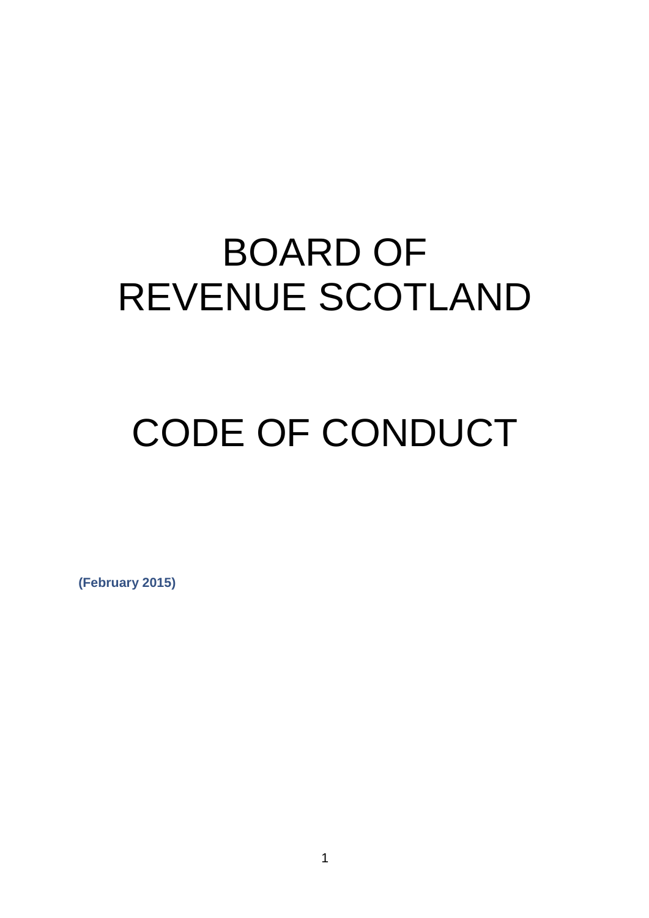# BOARD OF REVENUE SCOTLAND

# CODE OF CONDUCT

**(February 2015)**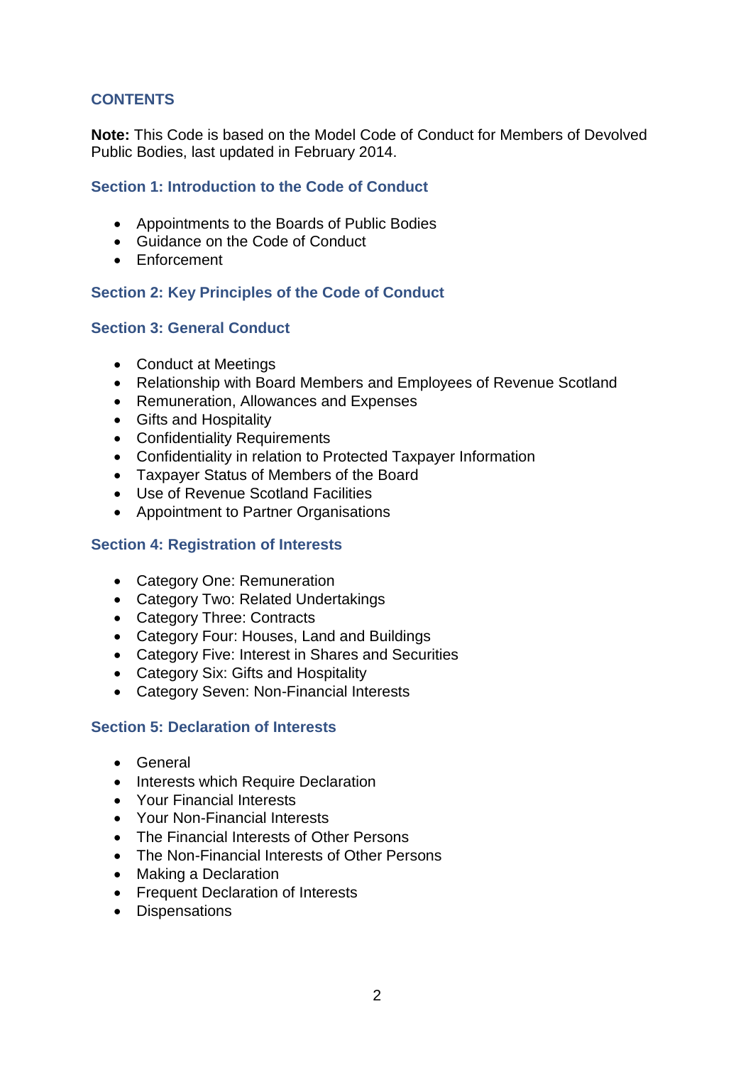## CONTENTS

**Note:** This Code is based on the Model Code of Conduct for Members of Devolved Public Bodies, last updated in February 2014.

### Section 1: Introduction to the Code of Conduct

- Appointments to the Boards of Public Bodies
- Guidance on the Code of Conduct
- Enforcement

### Section 2: Key Principles of the Code of Conduct

### Section 3: General Conduct

- Conduct at Meetings
- Relationship with Board Members and Employees of Revenue Scotland
- Remuneration, Allowances and Expenses
- Gifts and Hospitality
- Confidentiality Requirements
- Confidentiality in relation to Protected Taxpayer Information
- Taxpayer Status of Members of the Board
- Use of Revenue Scotland Facilities
- Appointment to Partner Organisations

### Section 4: Registration of Interests

- Category One: Remuneration
- Category Two: Related Undertakings
- Category Three: Contracts
- Category Four: Houses, Land and Buildings
- Category Five: Interest in Shares and Securities
- Category Six: Gifts and Hospitality
- Category Seven: Non-Financial Interests

### Section 5: Declaration of Interests

- General
- Interests which Require Declaration
- Your Financial Interests
- Your Non-Financial Interests
- The Financial Interests of Other Persons
- The Non-Financial Interests of Other Persons
- Making a Declaration
- Frequent Declaration of Interests
- Dispensations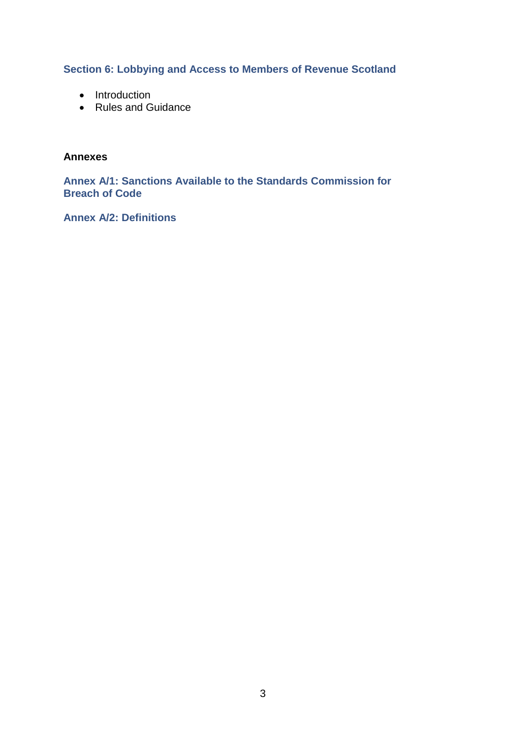**Section 6: Lobbying and Access to Members of Revenue Scotland**

- Introduction
- Rules and Guidance

**Annexes**

**Annex A/1: Sanctions Available to the Standards Commission for Breach of Code**

**Annex A/2: Definitions**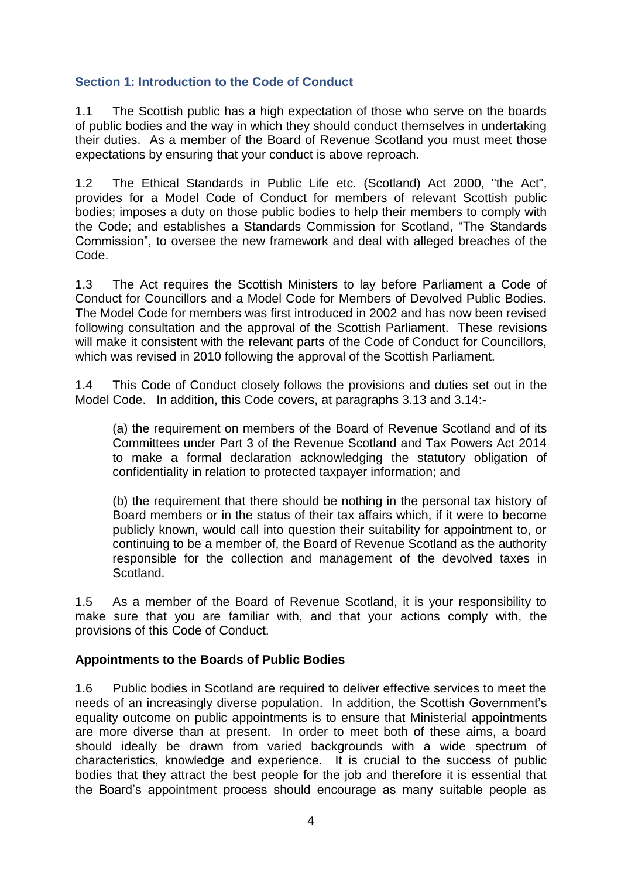## Section 1: Introduction to the Code of Conduct

1.1 The Scottish public has a high expectation of those who serve on the boards of public bodies and the way in which they should conduct themselves in undertaking their duties. As a member of the Board of Revenue Scotland you must meet those expectations by ensuring that your conduct is above reproach.

1.2 The Ethical Standards in Public Life etc. (Scotland) Act 2000, "the Act", provides for a Model Code of Conduct for members of relevant Scottish public bodies; imposes a duty on those public bodies to help their members to comply with the Code; and establishes a Standards Commission for Scotland, "The Standards Commission", to oversee the new framework and deal with alleged breaches of the Code.

1.3 The Act requires the Scottish Ministers to lay before Parliament a Code of Conduct for Councillors and a Model Code for Members of Devolved Public Bodies. The Model Code for members was first introduced in 2002 and has now been revised following consultation and the approval of the Scottish Parliament. These revisions will make it consistent with the relevant parts of the Code of Conduct for Councillors, which was revised in 2010 following the approval of the Scottish Parliament.

1.4 This Code of Conduct closely follows the provisions and duties set out in the Model Code. In addition, this Code covers, at paragraphs 3.13 and 3.14:-

> (a) the requirement on members of the Board of Revenue Scotland and of its Committees under Part 3 of the Revenue Scotland and Tax Powers Act 2014 to make a formal declaration acknowledging the statutory obligation of confidentiality in relation to protected taxpayer information; and
>
> (b) the requirement that there should be nothing in the personal tax history of Board members or in the status of their tax affairs which, if it were to become publicly known, would call into question their suitability for appointment to, or continuing to be a member of, the Board of Revenue Scotland as the authority responsible for the collection and management of the devolved taxes in Scotland.

1.5 As a member of the Board of Revenue Scotland, it is your responsibility to make sure that you are familiar with, and that your actions comply with, the provisions of this Code of Conduct.

### Appointments to the Boards of Public Bodies

1.6 Public bodies in Scotland are required to deliver effective services to meet the needs of an increasingly diverse population. In addition, the Scottish Government's equality outcome on public appointments is to ensure that Ministerial appointments are more diverse than at present. In order to meet both of these aims, a board should ideally be drawn from varied backgrounds with a wide spectrum of characteristics, knowledge and experience. It is crucial to the success of public bodies that they attract the best people for the job and therefore it is essential that the Board's appointment process should encourage as many suitable people as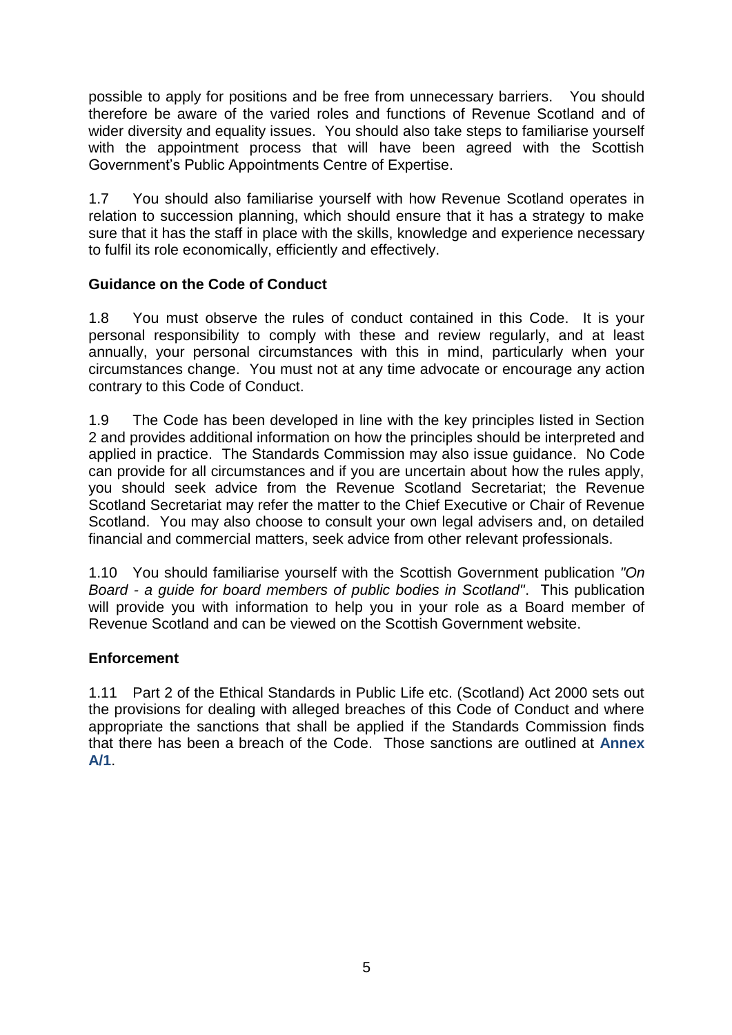possible to apply for positions and be free from unnecessary barriers. You should therefore be aware of the varied roles and functions of Revenue Scotland and of wider diversity and equality issues. You should also take steps to familiarise yourself with the appointment process that will have been agreed with the Scottish Government's Public Appointments Centre of Expertise.

1.7 You should also familiarise yourself with how Revenue Scotland operates in relation to succession planning, which should ensure that it has a strategy to make sure that it has the staff in place with the skills, knowledge and experience necessary to fulfil its role economically, efficiently and effectively.

**Guidance on the Code of Conduct**

1.8 You must observe the rules of conduct contained in this Code. It is your personal responsibility to comply with these and review regularly, and at least annually, your personal circumstances with this in mind, particularly when your circumstances change. You must not at any time advocate or encourage any action contrary to this Code of Conduct.

1.9 The Code has been developed in line with the key principles listed in Section 2 and provides additional information on how the principles should be interpreted and applied in practice. The Standards Commission may also issue guidance. No Code can provide for all circumstances and if you are uncertain about how the rules apply, you should seek advice from the Revenue Scotland Secretariat; the Revenue Scotland Secretariat may refer the matter to the Chief Executive or Chair of Revenue Scotland. You may also choose to consult your own legal advisers and, on detailed financial and commercial matters, seek advice from other relevant professionals.

1.10 You should familiarise yourself with the Scottish Government publication *"On Board - a guide for board members of public bodies in Scotland"*. This publication will provide you with information to help you in your role as a Board member of Revenue Scotland and can be viewed on the Scottish Government website.

**Enforcement**

1.11 Part 2 of the Ethical Standards in Public Life etc. (Scotland) Act 2000 sets out the provisions for dealing with alleged breaches of this Code of Conduct and where appropriate the sanctions that shall be applied if the Standards Commission finds that there has been a breach of the Code. Those sanctions are outlined at **Annex A/1**.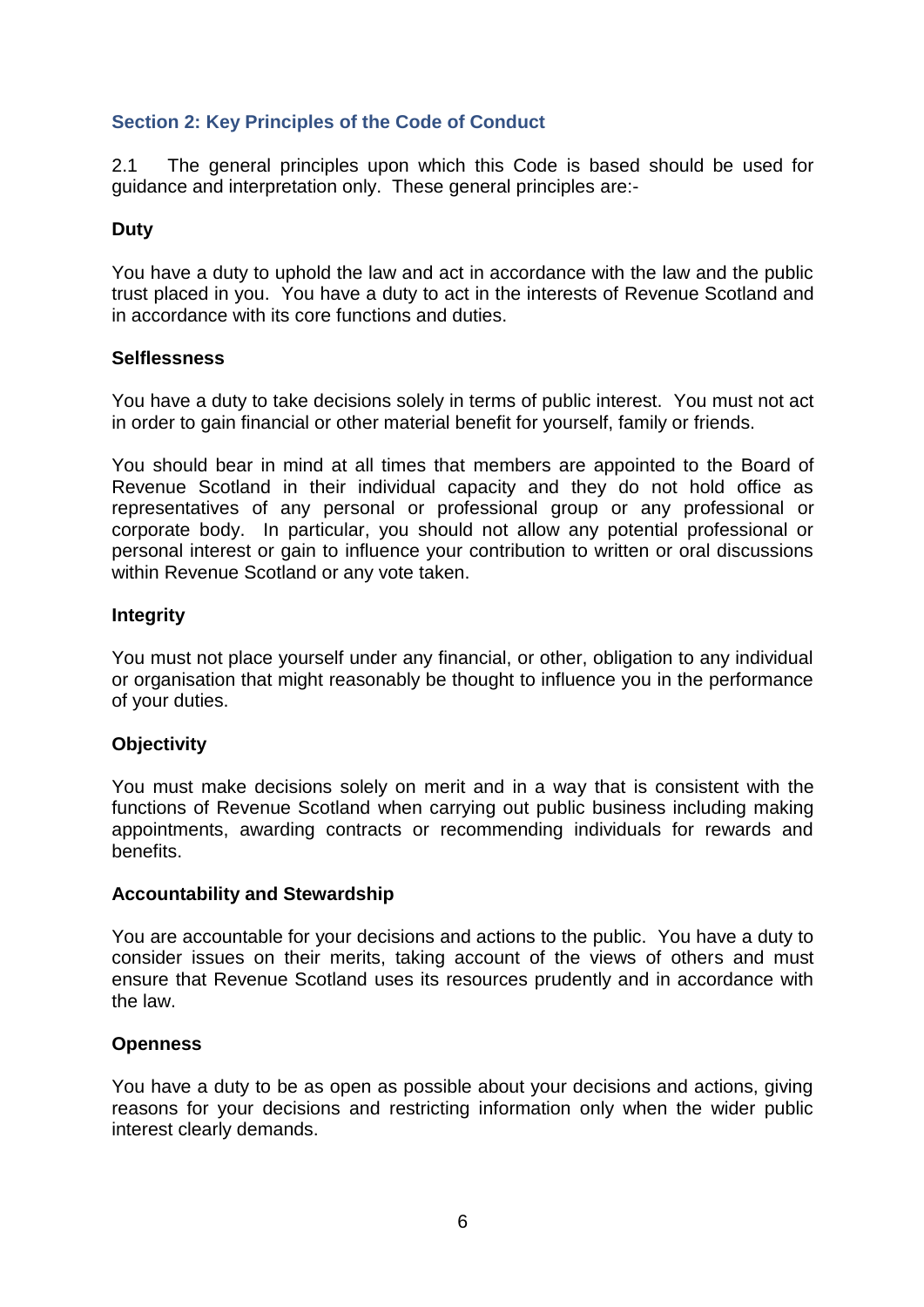## Section 2: Key Principles of the Code of Conduct

2.1 The general principles upon which this Code is based should be used for guidance and interpretation only. These general principles are:-

**Duty**

You have a duty to uphold the law and act in accordance with the law and the public trust placed in you. You have a duty to act in the interests of Revenue Scotland and in accordance with its core functions and duties.

**Selflessness**

You have a duty to take decisions solely in terms of public interest. You must not act in order to gain financial or other material benefit for yourself, family or friends.

You should bear in mind at all times that members are appointed to the Board of Revenue Scotland in their individual capacity and they do not hold office as representatives of any personal or professional group or any professional or corporate body. In particular, you should not allow any potential professional or personal interest or gain to influence your contribution to written or oral discussions within Revenue Scotland or any vote taken.

**Integrity**

You must not place yourself under any financial, or other, obligation to any individual or organisation that might reasonably be thought to influence you in the performance of your duties.

**Objectivity**

You must make decisions solely on merit and in a way that is consistent with the functions of Revenue Scotland when carrying out public business including making appointments, awarding contracts or recommending individuals for rewards and benefits.

**Accountability and Stewardship**

You are accountable for your decisions and actions to the public. You have a duty to consider issues on their merits, taking account of the views of others and must ensure that Revenue Scotland uses its resources prudently and in accordance with the law.

**Openness**

You have a duty to be as open as possible about your decisions and actions, giving reasons for your decisions and restricting information only when the wider public interest clearly demands.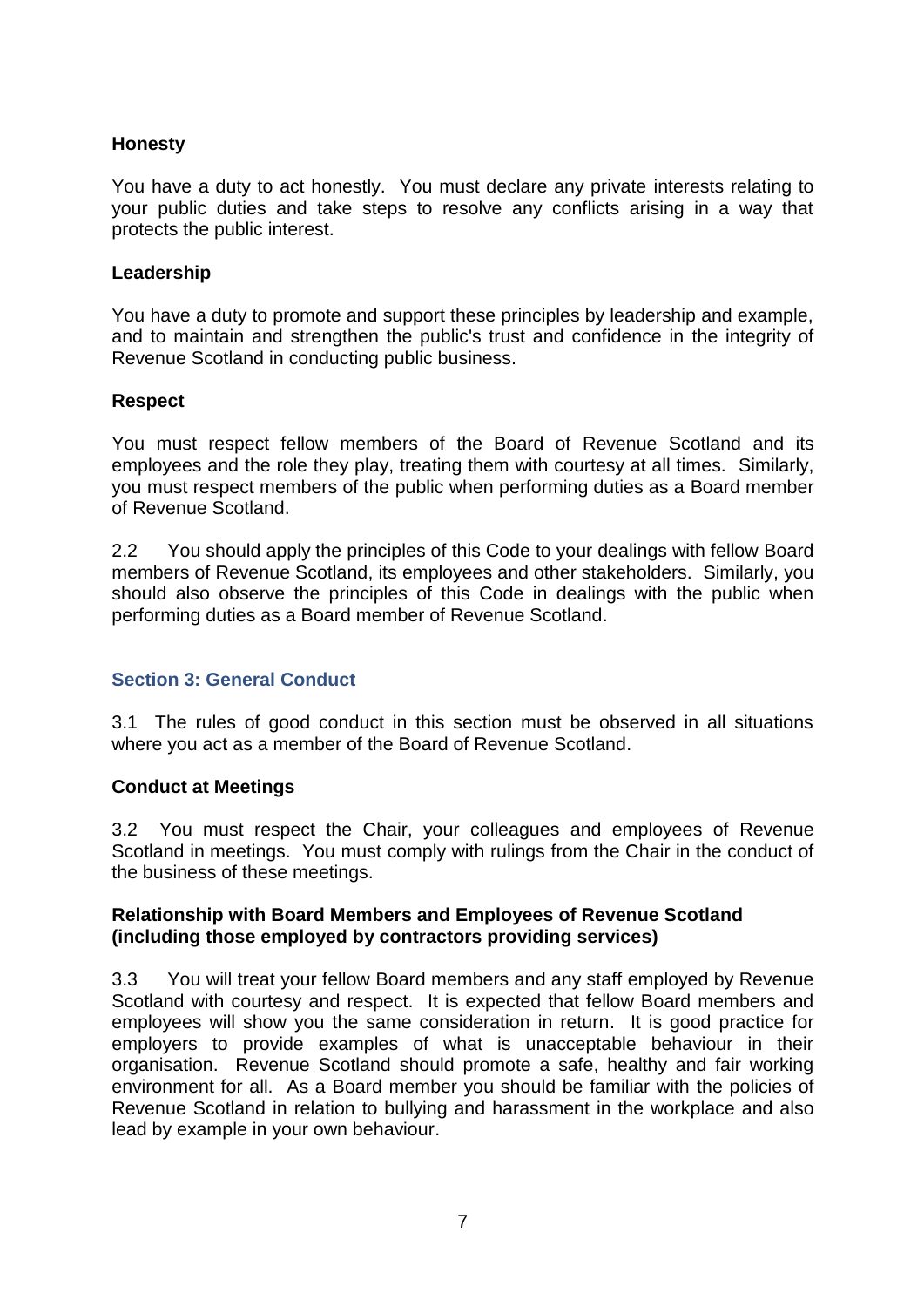**Honesty**

You have a duty to act honestly. You must declare any private interests relating to your public duties and take steps to resolve any conflicts arising in a way that protects the public interest.

**Leadership**

You have a duty to promote and support these principles by leadership and example, and to maintain and strengthen the public's trust and confidence in the integrity of Revenue Scotland in conducting public business.

**Respect**

You must respect fellow members of the Board of Revenue Scotland and its employees and the role they play, treating them with courtesy at all times. Similarly, you must respect members of the public when performing duties as a Board member of Revenue Scotland.

2.2 You should apply the principles of this Code to your dealings with fellow Board members of Revenue Scotland, its employees and other stakeholders. Similarly, you should also observe the principles of this Code in dealings with the public when performing duties as a Board member of Revenue Scotland.

## Section 3: General Conduct

3.1 The rules of good conduct in this section must be observed in all situations where you act as a member of the Board of Revenue Scotland.

**Conduct at Meetings**

3.2 You must respect the Chair, your colleagues and employees of Revenue Scotland in meetings. You must comply with rulings from the Chair in the conduct of the business of these meetings.

**Relationship with Board Members and Employees of Revenue Scotland (including those employed by contractors providing services)**

3.3 You will treat your fellow Board members and any staff employed by Revenue Scotland with courtesy and respect. It is expected that fellow Board members and employees will show you the same consideration in return. It is good practice for employers to provide examples of what is unacceptable behaviour in their organisation. Revenue Scotland should promote a safe, healthy and fair working environment for all. As a Board member you should be familiar with the policies of Revenue Scotland in relation to bullying and harassment in the workplace and also lead by example in your own behaviour.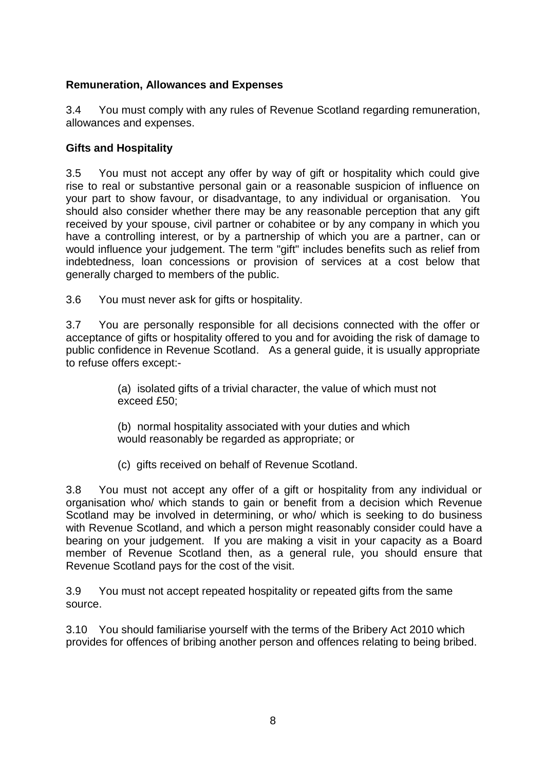**Remuneration, Allowances and Expenses**

3.4 You must comply with any rules of Revenue Scotland regarding remuneration, allowances and expenses.

**Gifts and Hospitality**

3.5 You must not accept any offer by way of gift or hospitality which could give rise to real or substantive personal gain or a reasonable suspicion of influence on your part to show favour, or disadvantage, to any individual or organisation. You should also consider whether there may be any reasonable perception that any gift received by your spouse, civil partner or cohabitee or by any company in which you have a controlling interest, or by a partnership of which you are a partner, can or would influence your judgement. The term "gift" includes benefits such as relief from indebtedness, loan concessions or provision of services at a cost below that generally charged to members of the public.

3.6 You must never ask for gifts or hospitality.

3.7 You are personally responsible for all decisions connected with the offer or acceptance of gifts or hospitality offered to you and for avoiding the risk of damage to public confidence in Revenue Scotland. As a general guide, it is usually appropriate to refuse offers except:-

(a) isolated gifts of a trivial character, the value of which must not exceed £50;

(b) normal hospitality associated with your duties and which would reasonably be regarded as appropriate; or

(c) gifts received on behalf of Revenue Scotland.

3.8 You must not accept any offer of a gift or hospitality from any individual or organisation who/ which stands to gain or benefit from a decision which Revenue Scotland may be involved in determining, or who/ which is seeking to do business with Revenue Scotland, and which a person might reasonably consider could have a bearing on your judgement. If you are making a visit in your capacity as a Board member of Revenue Scotland then, as a general rule, you should ensure that Revenue Scotland pays for the cost of the visit.

3.9 You must not accept repeated hospitality or repeated gifts from the same source.

3.10 You should familiarise yourself with the terms of the Bribery Act 2010 which provides for offences of bribing another person and offences relating to being bribed.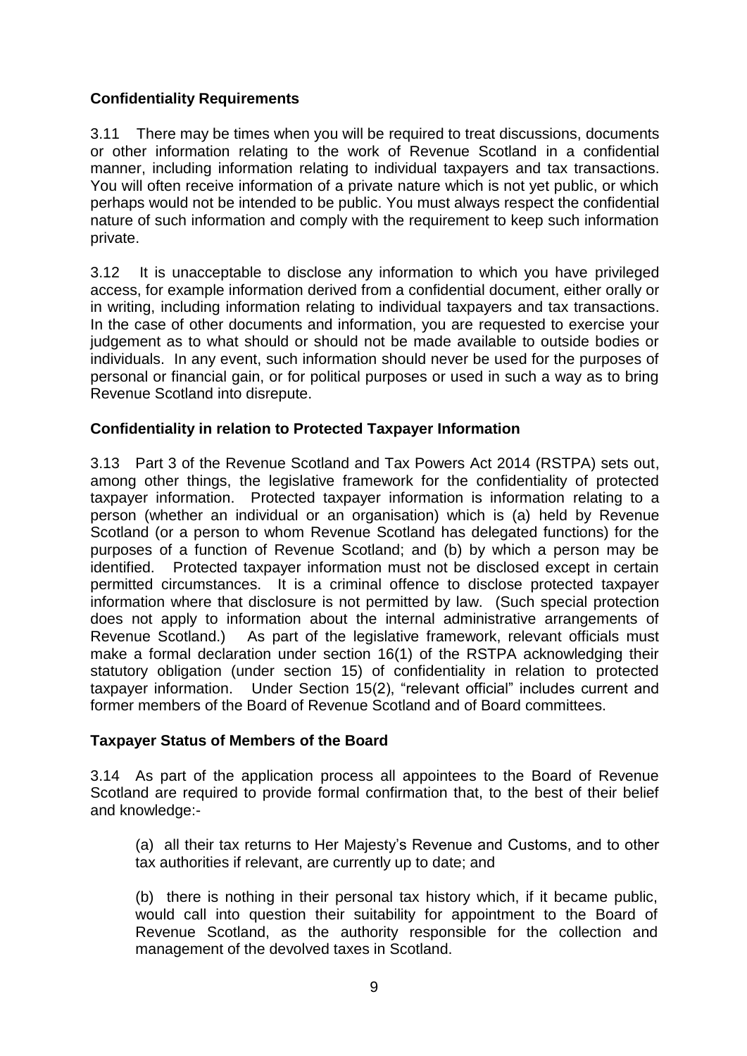### Confidentiality Requirements

3.11 There may be times when you will be required to treat discussions, documents or other information relating to the work of Revenue Scotland in a confidential manner, including information relating to individual taxpayers and tax transactions. You will often receive information of a private nature which is not yet public, or which perhaps would not be intended to be public. You must always respect the confidential nature of such information and comply with the requirement to keep such information private.

3.12 It is unacceptable to disclose any information to which you have privileged access, for example information derived from a confidential document, either orally or in writing, including information relating to individual taxpayers and tax transactions. In the case of other documents and information, you are requested to exercise your judgement as to what should or should not be made available to outside bodies or individuals. In any event, such information should never be used for the purposes of personal or financial gain, or for political purposes or used in such a way as to bring Revenue Scotland into disrepute.

### Confidentiality in relation to Protected Taxpayer Information

3.13 Part 3 of the Revenue Scotland and Tax Powers Act 2014 (RSTPA) sets out, among other things, the legislative framework for the confidentiality of protected taxpayer information. Protected taxpayer information is information relating to a person (whether an individual or an organisation) which is (a) held by Revenue Scotland (or a person to whom Revenue Scotland has delegated functions) for the purposes of a function of Revenue Scotland; and (b) by which a person may be identified. Protected taxpayer information must not be disclosed except in certain permitted circumstances. It is a criminal offence to disclose protected taxpayer information where that disclosure is not permitted by law. (Such special protection does not apply to information about the internal administrative arrangements of Revenue Scotland.) As part of the legislative framework, relevant officials must make a formal declaration under section 16(1) of the RSTPA acknowledging their statutory obligation (under section 15) of confidentiality in relation to protected taxpayer information. Under Section 15(2), "relevant official" includes current and former members of the Board of Revenue Scotland and of Board committees.

### Taxpayer Status of Members of the Board

3.14 As part of the application process all appointees to the Board of Revenue Scotland are required to provide formal confirmation that, to the best of their belief and knowledge:-

(a) all their tax returns to Her Majesty's Revenue and Customs, and to other tax authorities if relevant, are currently up to date; and

(b) there is nothing in their personal tax history which, if it became public, would call into question their suitability for appointment to the Board of Revenue Scotland, as the authority responsible for the collection and management of the devolved taxes in Scotland.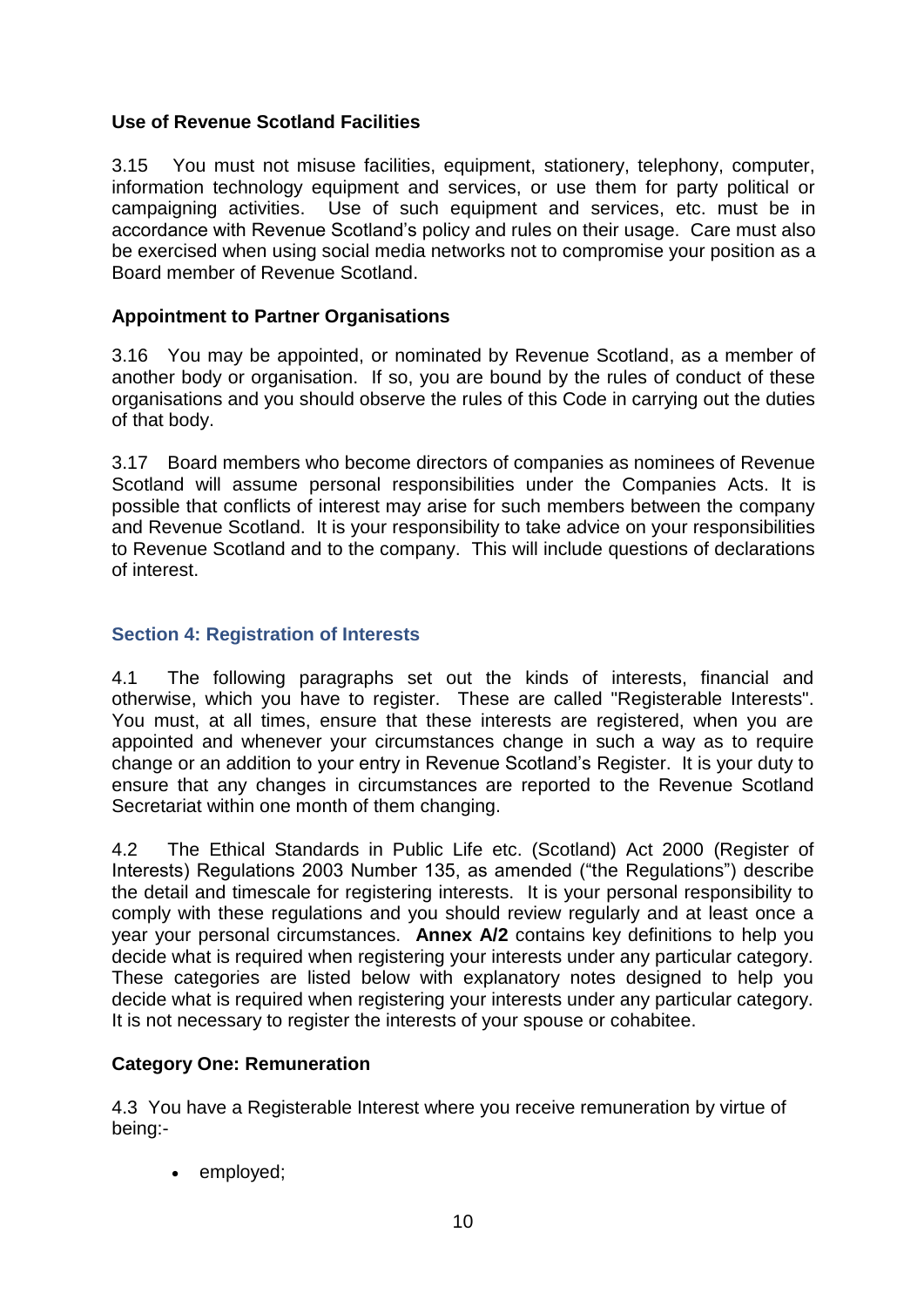### Use of Revenue Scotland Facilities

3.15 You must not misuse facilities, equipment, stationery, telephony, computer, information technology equipment and services, or use them for party political or campaigning activities. Use of such equipment and services, etc. must be in accordance with Revenue Scotland's policy and rules on their usage. Care must also be exercised when using social media networks not to compromise your position as a Board member of Revenue Scotland.

### Appointment to Partner Organisations

3.16 You may be appointed, or nominated by Revenue Scotland, as a member of another body or organisation. If so, you are bound by the rules of conduct of these organisations and you should observe the rules of this Code in carrying out the duties of that body.

3.17 Board members who become directors of companies as nominees of Revenue Scotland will assume personal responsibilities under the Companies Acts. It is possible that conflicts of interest may arise for such members between the company and Revenue Scotland. It is your responsibility to take advice on your responsibilities to Revenue Scotland and to the company. This will include questions of declarations of interest.

## Section 4: Registration of Interests

4.1 The following paragraphs set out the kinds of interests, financial and otherwise, which you have to register. These are called "Registerable Interests". You must, at all times, ensure that these interests are registered, when you are appointed and whenever your circumstances change in such a way as to require change or an addition to your entry in Revenue Scotland's Register. It is your duty to ensure that any changes in circumstances are reported to the Revenue Scotland Secretariat within one month of them changing.

4.2 The Ethical Standards in Public Life etc. (Scotland) Act 2000 (Register of Interests) Regulations 2003 Number 135, as amended ("the Regulations") describe the detail and timescale for registering interests. It is your personal responsibility to comply with these regulations and you should review regularly and at least once a year your personal circumstances. **Annex A/2** contains key definitions to help you decide what is required when registering your interests under any particular category. These categories are listed below with explanatory notes designed to help you decide what is required when registering your interests under any particular category. It is not necessary to register the interests of your spouse or cohabitee.

### Category One: Remuneration

4.3 You have a Registerable Interest where you receive remuneration by virtue of being:-

- employed;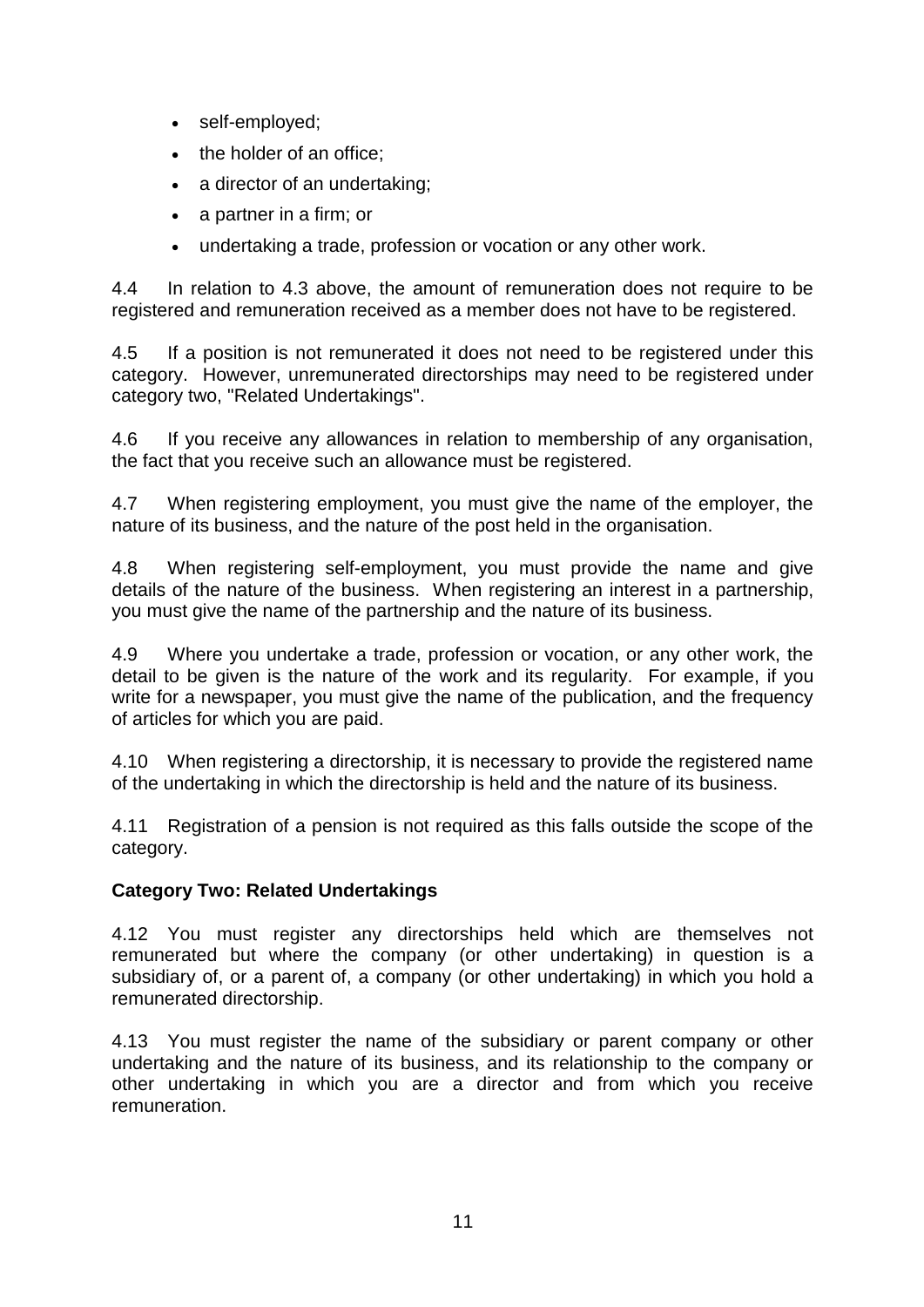- self-employed;
- the holder of an office;
- a director of an undertaking;
- a partner in a firm; or
- undertaking a trade, profession or vocation or any other work.

4.4 In relation to 4.3 above, the amount of remuneration does not require to be registered and remuneration received as a member does not have to be registered.

4.5 If a position is not remunerated it does not need to be registered under this category. However, unremunerated directorships may need to be registered under category two, "Related Undertakings".

4.6 If you receive any allowances in relation to membership of any organisation, the fact that you receive such an allowance must be registered.

4.7 When registering employment, you must give the name of the employer, the nature of its business, and the nature of the post held in the organisation.

4.8 When registering self-employment, you must provide the name and give details of the nature of the business. When registering an interest in a partnership, you must give the name of the partnership and the nature of its business.

4.9 Where you undertake a trade, profession or vocation, or any other work, the detail to be given is the nature of the work and its regularity. For example, if you write for a newspaper, you must give the name of the publication, and the frequency of articles for which you are paid.

4.10 When registering a directorship, it is necessary to provide the registered name of the undertaking in which the directorship is held and the nature of its business.

4.11 Registration of a pension is not required as this falls outside the scope of the category.

**Category Two: Related Undertakings**

4.12 You must register any directorships held which are themselves not remunerated but where the company (or other undertaking) in question is a subsidiary of, or a parent of, a company (or other undertaking) in which you hold a remunerated directorship.

4.13 You must register the name of the subsidiary or parent company or other undertaking and the nature of its business, and its relationship to the company or other undertaking in which you are a director and from which you receive remuneration.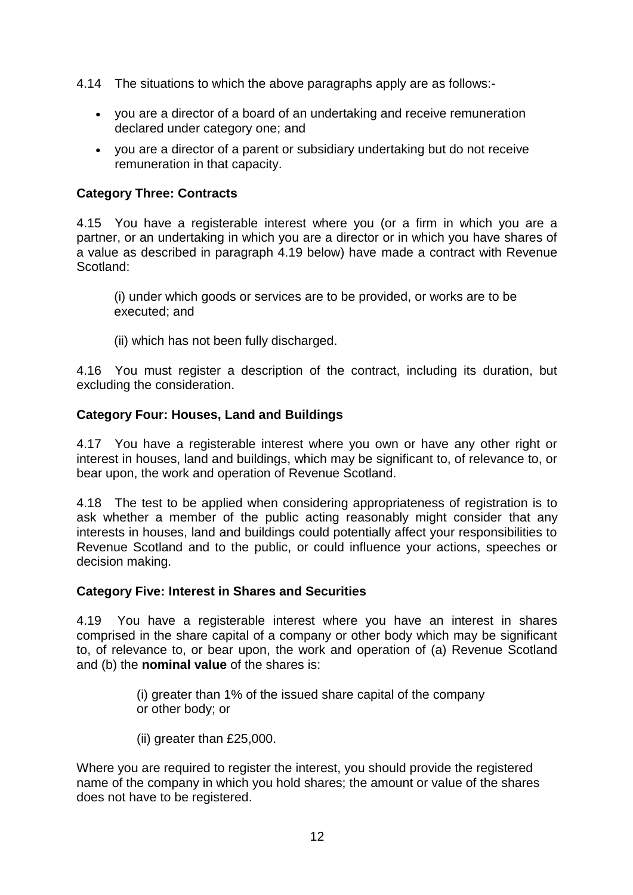4.14 The situations to which the above paragraphs apply are as follows:-

- you are a director of a board of an undertaking and receive remuneration declared under category one; and
- you are a director of a parent or subsidiary undertaking but do not receive remuneration in that capacity.

**Category Three: Contracts**

4.15 You have a registerable interest where you (or a firm in which you are a partner, or an undertaking in which you are a director or in which you have shares of a value as described in paragraph 4.19 below) have made a contract with Revenue Scotland:

(i) under which goods or services are to be provided, or works are to be executed; and

(ii) which has not been fully discharged.

4.16 You must register a description of the contract, including its duration, but excluding the consideration.

**Category Four: Houses, Land and Buildings**

4.17 You have a registerable interest where you own or have any other right or interest in houses, land and buildings, which may be significant to, of relevance to, or bear upon, the work and operation of Revenue Scotland.

4.18 The test to be applied when considering appropriateness of registration is to ask whether a member of the public acting reasonably might consider that any interests in houses, land and buildings could potentially affect your responsibilities to Revenue Scotland and to the public, or could influence your actions, speeches or decision making.

**Category Five: Interest in Shares and Securities**

4.19 You have a registerable interest where you have an interest in shares comprised in the share capital of a company or other body which may be significant to, of relevance to, or bear upon, the work and operation of (a) Revenue Scotland and (b) the **nominal value** of the shares is:

(i) greater than 1% of the issued share capital of the company or other body; or

(ii) greater than £25,000.

Where you are required to register the interest, you should provide the registered name of the company in which you hold shares; the amount or value of the shares does not have to be registered.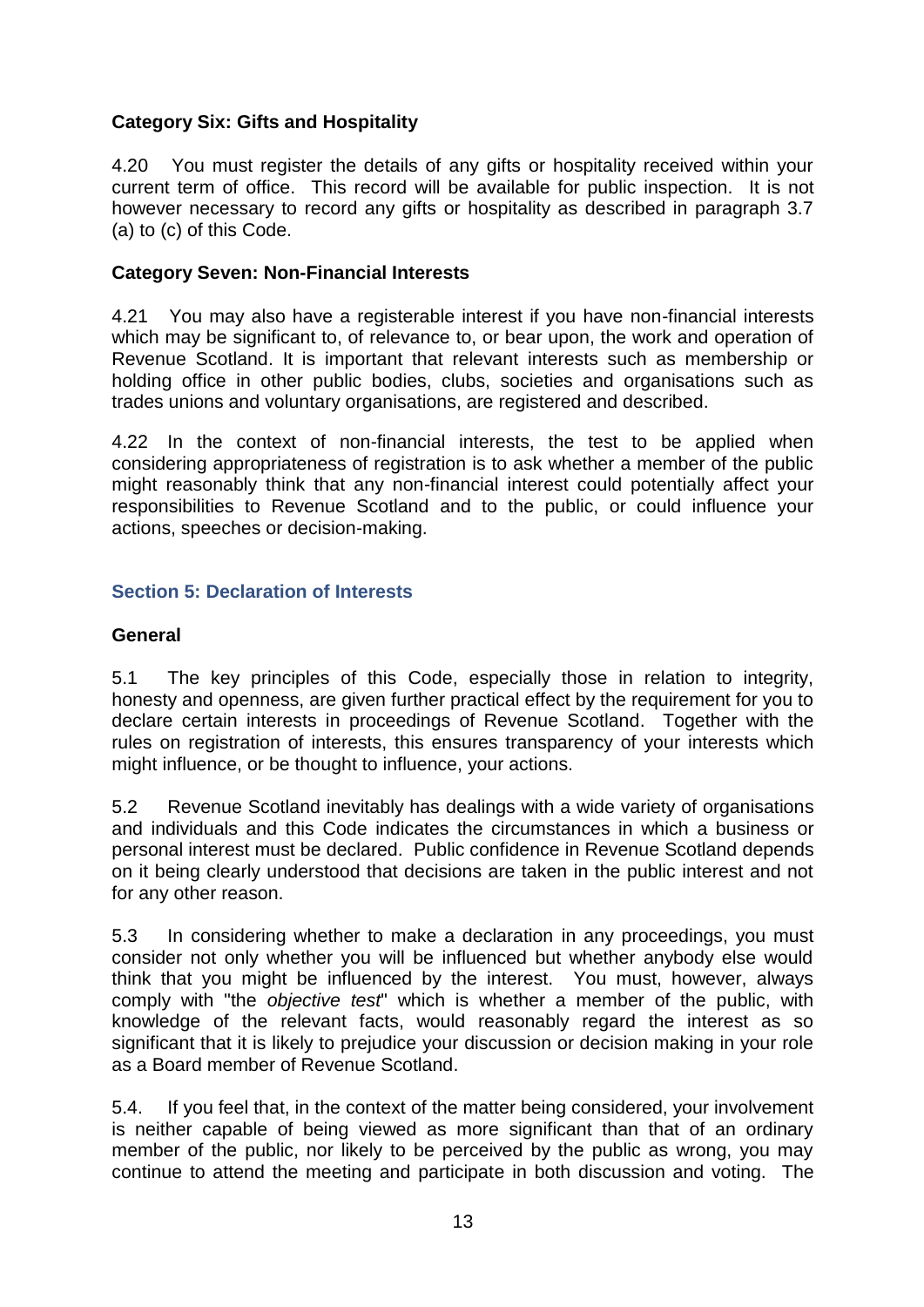**Category Six: Gifts and Hospitality**

4.20 You must register the details of any gifts or hospitality received within your current term of office. This record will be available for public inspection. It is not however necessary to record any gifts or hospitality as described in paragraph 3.7 (a) to (c) of this Code.

**Category Seven: Non-Financial Interests**

4.21 You may also have a registerable interest if you have non-financial interests which may be significant to, of relevance to, or bear upon, the work and operation of Revenue Scotland. It is important that relevant interests such as membership or holding office in other public bodies, clubs, societies and organisations such as trades unions and voluntary organisations, are registered and described.

4.22 In the context of non-financial interests, the test to be applied when considering appropriateness of registration is to ask whether a member of the public might reasonably think that any non-financial interest could potentially affect your responsibilities to Revenue Scotland and to the public, or could influence your actions, speeches or decision-making.

## Section 5: Declaration of Interests

**General**

5.1 The key principles of this Code, especially those in relation to integrity, honesty and openness, are given further practical effect by the requirement for you to declare certain interests in proceedings of Revenue Scotland. Together with the rules on registration of interests, this ensures transparency of your interests which might influence, or be thought to influence, your actions.

5.2 Revenue Scotland inevitably has dealings with a wide variety of organisations and individuals and this Code indicates the circumstances in which a business or personal interest must be declared. Public confidence in Revenue Scotland depends on it being clearly understood that decisions are taken in the public interest and not for any other reason.

5.3 In considering whether to make a declaration in any proceedings, you must consider not only whether you will be influenced but whether anybody else would think that you might be influenced by the interest. You must, however, always comply with "the *objective test*" which is whether a member of the public, with knowledge of the relevant facts, would reasonably regard the interest as so significant that it is likely to prejudice your discussion or decision making in your role as a Board member of Revenue Scotland.

5.4. If you feel that, in the context of the matter being considered, your involvement is neither capable of being viewed as more significant than that of an ordinary member of the public, nor likely to be perceived by the public as wrong, you may continue to attend the meeting and participate in both discussion and voting. The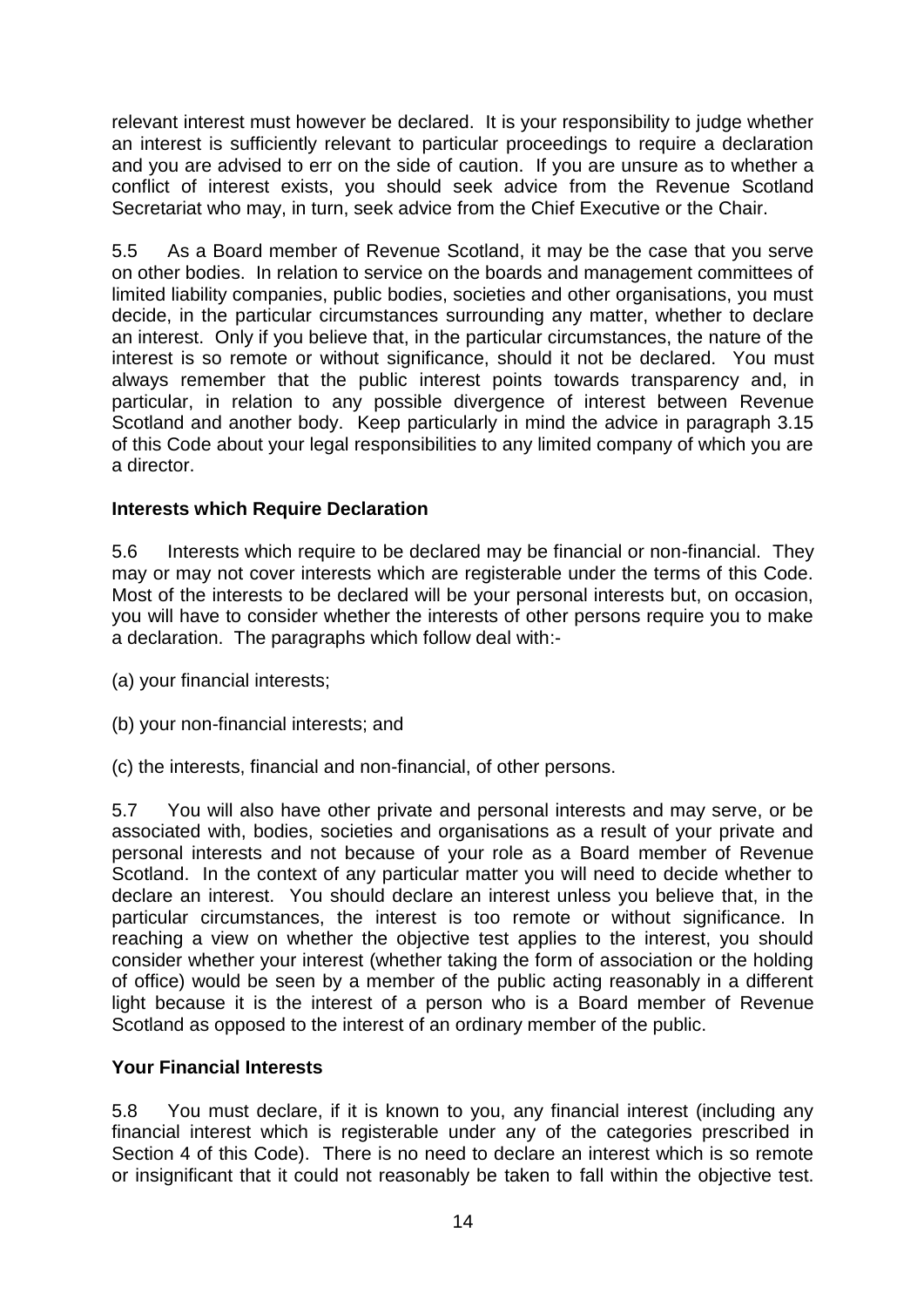relevant interest must however be declared. It is your responsibility to judge whether an interest is sufficiently relevant to particular proceedings to require a declaration and you are advised to err on the side of caution. If you are unsure as to whether a conflict of interest exists, you should seek advice from the Revenue Scotland Secretariat who may, in turn, seek advice from the Chief Executive or the Chair.

5.5 As a Board member of Revenue Scotland, it may be the case that you serve on other bodies. In relation to service on the boards and management committees of limited liability companies, public bodies, societies and other organisations, you must decide, in the particular circumstances surrounding any matter, whether to declare an interest. Only if you believe that, in the particular circumstances, the nature of the interest is so remote or without significance, should it not be declared. You must always remember that the public interest points towards transparency and, in particular, in relation to any possible divergence of interest between Revenue Scotland and another body. Keep particularly in mind the advice in paragraph 3.15 of this Code about your legal responsibilities to any limited company of which you are a director.

**Interests which Require Declaration**

5.6 Interests which require to be declared may be financial or non-financial. They may or may not cover interests which are registerable under the terms of this Code. Most of the interests to be declared will be your personal interests but, on occasion, you will have to consider whether the interests of other persons require you to make a declaration. The paragraphs which follow deal with:-

(a) your financial interests;

(b) your non-financial interests; and

(c) the interests, financial and non-financial, of other persons.

5.7 You will also have other private and personal interests and may serve, or be associated with, bodies, societies and organisations as a result of your private and personal interests and not because of your role as a Board member of Revenue Scotland. In the context of any particular matter you will need to decide whether to declare an interest. You should declare an interest unless you believe that, in the particular circumstances, the interest is too remote or without significance. In reaching a view on whether the objective test applies to the interest, you should consider whether your interest (whether taking the form of association or the holding of office) would be seen by a member of the public acting reasonably in a different light because it is the interest of a person who is a Board member of Revenue Scotland as opposed to the interest of an ordinary member of the public.

**Your Financial Interests**

5.8 You must declare, if it is known to you, any financial interest (including any financial interest which is registerable under any of the categories prescribed in Section 4 of this Code). There is no need to declare an interest which is so remote or insignificant that it could not reasonably be taken to fall within the objective test.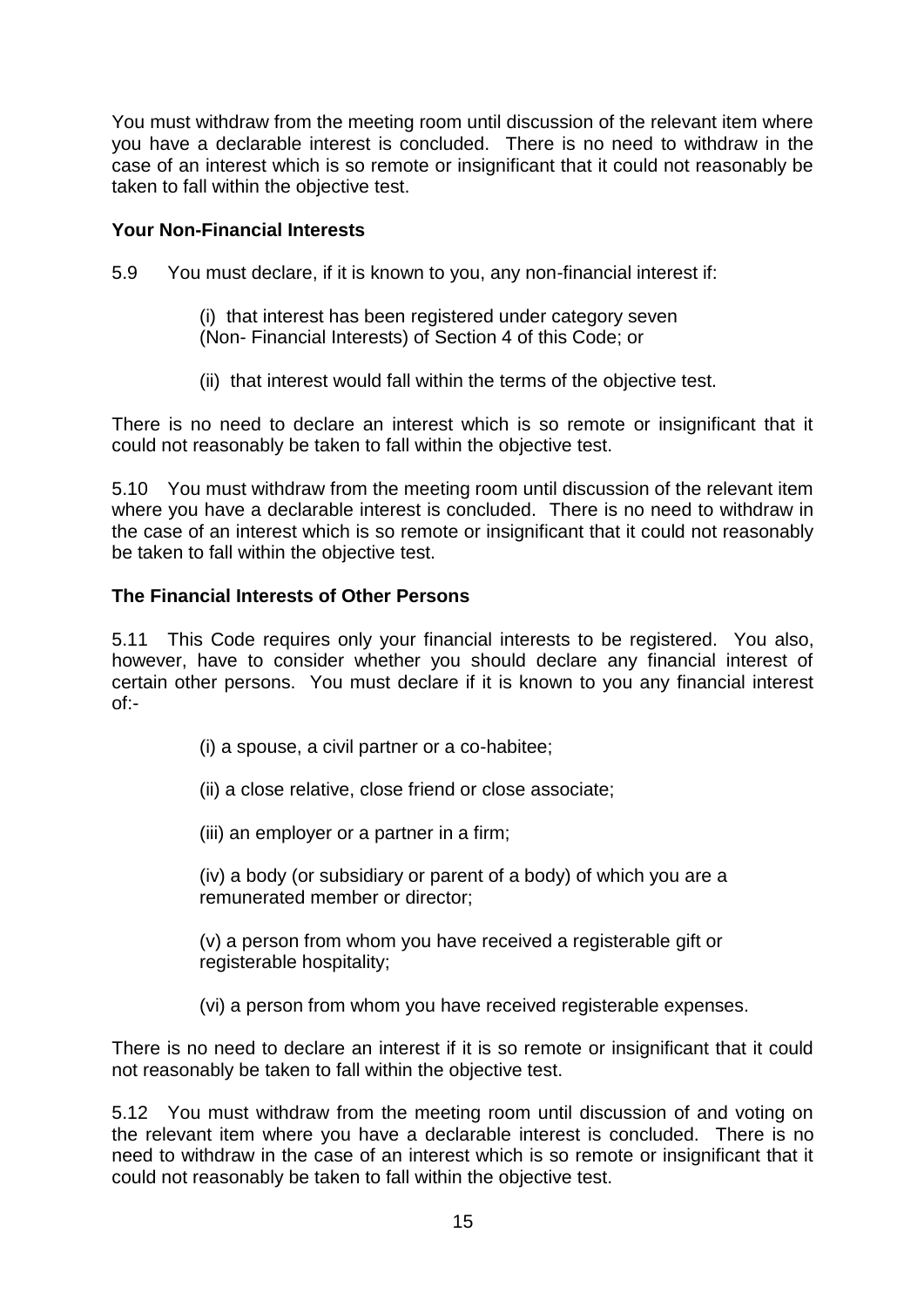You must withdraw from the meeting room until discussion of the relevant item where you have a declarable interest is concluded. There is no need to withdraw in the case of an interest which is so remote or insignificant that it could not reasonably be taken to fall within the objective test.

### Your Non-Financial Interests

5.9 You must declare, if it is known to you, any non-financial interest if:

(i) that interest has been registered under category seven (Non- Financial Interests) of Section 4 of this Code; or

(ii) that interest would fall within the terms of the objective test.

There is no need to declare an interest which is so remote or insignificant that it could not reasonably be taken to fall within the objective test.

5.10 You must withdraw from the meeting room until discussion of the relevant item where you have a declarable interest is concluded. There is no need to withdraw in the case of an interest which is so remote or insignificant that it could not reasonably be taken to fall within the objective test.

### The Financial Interests of Other Persons

5.11 This Code requires only your financial interests to be registered. You also, however, have to consider whether you should declare any financial interest of certain other persons. You must declare if it is known to you any financial interest of:-

(i) a spouse, a civil partner or a co-habitee;

(ii) a close relative, close friend or close associate;

(iii) an employer or a partner in a firm;

(iv) a body (or subsidiary or parent of a body) of which you are a remunerated member or director;

(v) a person from whom you have received a registerable gift or registerable hospitality;

(vi) a person from whom you have received registerable expenses.

There is no need to declare an interest if it is so remote or insignificant that it could not reasonably be taken to fall within the objective test.

5.12 You must withdraw from the meeting room until discussion of and voting on the relevant item where you have a declarable interest is concluded. There is no need to withdraw in the case of an interest which is so remote or insignificant that it could not reasonably be taken to fall within the objective test.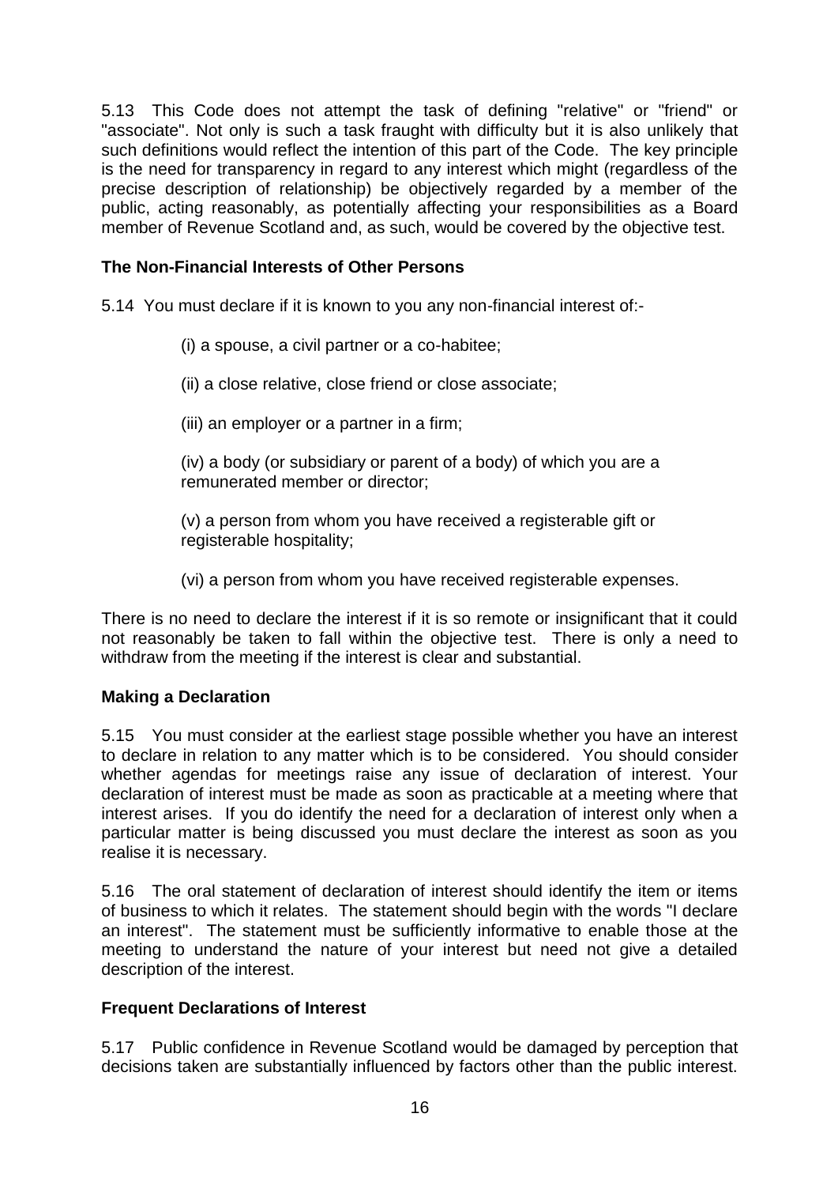5.13 This Code does not attempt the task of defining "relative" or "friend" or "associate". Not only is such a task fraught with difficulty but it is also unlikely that such definitions would reflect the intention of this part of the Code. The key principle is the need for transparency in regard to any interest which might (regardless of the precise description of relationship) be objectively regarded by a member of the public, acting reasonably, as potentially affecting your responsibilities as a Board member of Revenue Scotland and, as such, would be covered by the objective test.

**The Non-Financial Interests of Other Persons**

5.14 You must declare if it is known to you any non-financial interest of:-

(i) a spouse, a civil partner or a co-habitee;

(ii) a close relative, close friend or close associate;

(iii) an employer or a partner in a firm;

(iv) a body (or subsidiary or parent of a body) of which you are a remunerated member or director;

(v) a person from whom you have received a registerable gift or registerable hospitality;

(vi) a person from whom you have received registerable expenses.

There is no need to declare the interest if it is so remote or insignificant that it could not reasonably be taken to fall within the objective test. There is only a need to withdraw from the meeting if the interest is clear and substantial.

**Making a Declaration**

5.15 You must consider at the earliest stage possible whether you have an interest to declare in relation to any matter which is to be considered. You should consider whether agendas for meetings raise any issue of declaration of interest. Your declaration of interest must be made as soon as practicable at a meeting where that interest arises. If you do identify the need for a declaration of interest only when a particular matter is being discussed you must declare the interest as soon as you realise it is necessary.

5.16 The oral statement of declaration of interest should identify the item or items of business to which it relates. The statement should begin with the words "I declare an interest". The statement must be sufficiently informative to enable those at the meeting to understand the nature of your interest but need not give a detailed description of the interest.

**Frequent Declarations of Interest**

5.17 Public confidence in Revenue Scotland would be damaged by perception that decisions taken are substantially influenced by factors other than the public interest.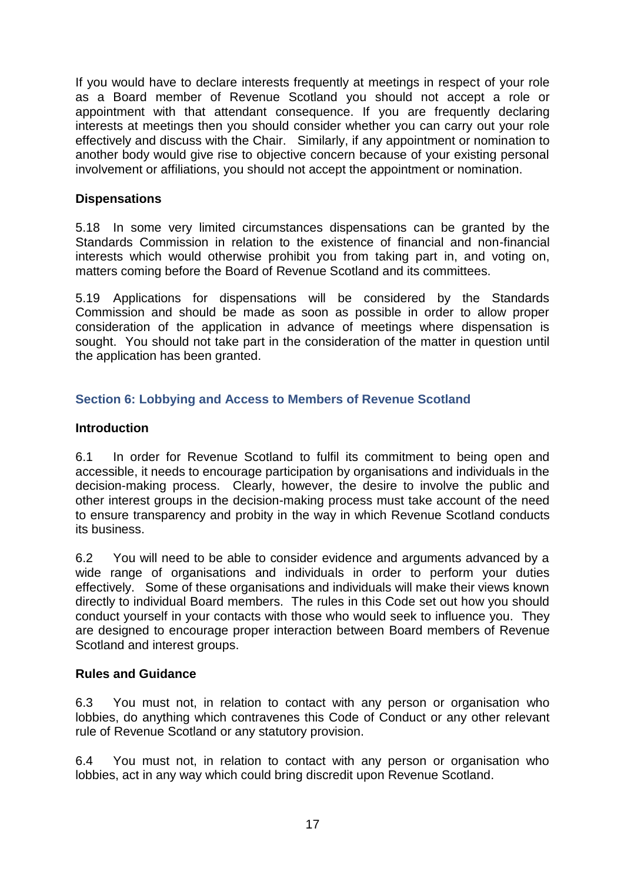If you would have to declare interests frequently at meetings in respect of your role as a Board member of Revenue Scotland you should not accept a role or appointment with that attendant consequence. If you are frequently declaring interests at meetings then you should consider whether you can carry out your role effectively and discuss with the Chair. Similarly, if any appointment or nomination to another body would give rise to objective concern because of your existing personal involvement or affiliations, you should not accept the appointment or nomination.

**Dispensations**

5.18 In some very limited circumstances dispensations can be granted by the Standards Commission in relation to the existence of financial and non-financial interests which would otherwise prohibit you from taking part in, and voting on, matters coming before the Board of Revenue Scotland and its committees.

5.19 Applications for dispensations will be considered by the Standards Commission and should be made as soon as possible in order to allow proper consideration of the application in advance of meetings where dispensation is sought. You should not take part in the consideration of the matter in question until the application has been granted.

## Section 6: Lobbying and Access to Members of Revenue Scotland

**Introduction**

6.1 In order for Revenue Scotland to fulfil its commitment to being open and accessible, it needs to encourage participation by organisations and individuals in the decision-making process. Clearly, however, the desire to involve the public and other interest groups in the decision-making process must take account of the need to ensure transparency and probity in the way in which Revenue Scotland conducts its business.

6.2 You will need to be able to consider evidence and arguments advanced by a wide range of organisations and individuals in order to perform your duties effectively. Some of these organisations and individuals will make their views known directly to individual Board members. The rules in this Code set out how you should conduct yourself in your contacts with those who would seek to influence you. They are designed to encourage proper interaction between Board members of Revenue Scotland and interest groups.

**Rules and Guidance**

6.3 You must not, in relation to contact with any person or organisation who lobbies, do anything which contravenes this Code of Conduct or any other relevant rule of Revenue Scotland or any statutory provision.

6.4 You must not, in relation to contact with any person or organisation who lobbies, act in any way which could bring discredit upon Revenue Scotland.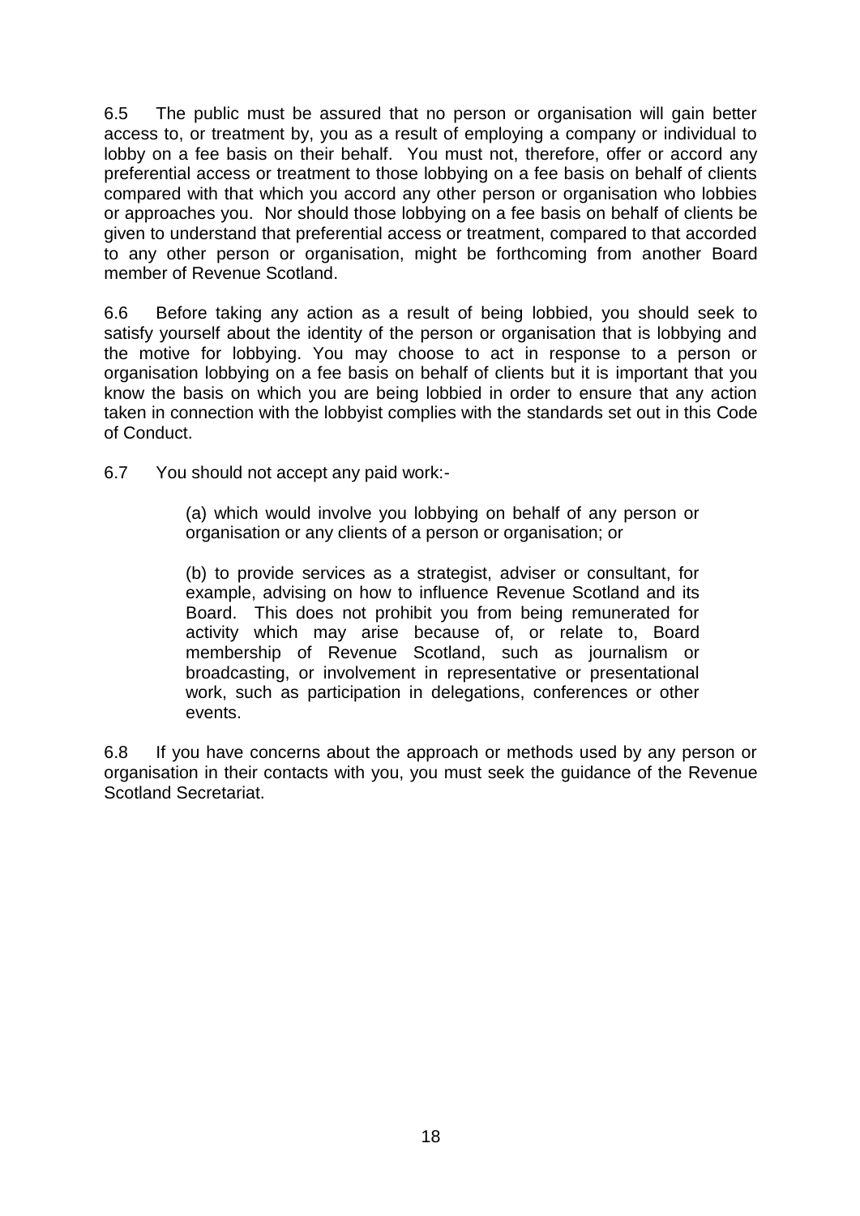6.5 The public must be assured that no person or organisation will gain better access to, or treatment by, you as a result of employing a company or individual to lobby on a fee basis on their behalf. You must not, therefore, offer or accord any preferential access or treatment to those lobbying on a fee basis on behalf of clients compared with that which you accord any other person or organisation who lobbies or approaches you. Nor should those lobbying on a fee basis on behalf of clients be given to understand that preferential access or treatment, compared to that accorded to any other person or organisation, might be forthcoming from another Board member of Revenue Scotland.

6.6 Before taking any action as a result of being lobbied, you should seek to satisfy yourself about the identity of the person or organisation that is lobbying and the motive for lobbying. You may choose to act in response to a person or organisation lobbying on a fee basis on behalf of clients but it is important that you know the basis on which you are being lobbied in order to ensure that any action taken in connection with the lobbyist complies with the standards set out in this Code of Conduct.

6.7 You should not accept any paid work:-

> (a) which would involve you lobbying on behalf of any person or organisation or any clients of a person or organisation; or
>
> (b) to provide services as a strategist, adviser or consultant, for example, advising on how to influence Revenue Scotland and its Board. This does not prohibit you from being remunerated for activity which may arise because of, or relate to, Board membership of Revenue Scotland, such as journalism or broadcasting, or involvement in representative or presentational work, such as participation in delegations, conferences or other events.

6.8 If you have concerns about the approach or methods used by any person or organisation in their contacts with you, you must seek the guidance of the Revenue Scotland Secretariat.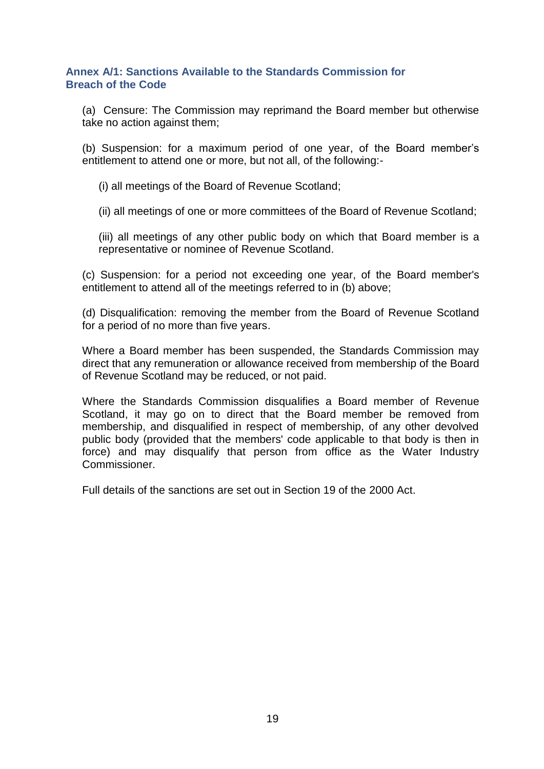## Annex A/1: Sanctions Available to the Standards Commission for Breach of the Code

(a) Censure: The Commission may reprimand the Board member but otherwise take no action against them;

(b) Suspension: for a maximum period of one year, of the Board member's entitlement to attend one or more, but not all, of the following:-

(i) all meetings of the Board of Revenue Scotland;

(ii) all meetings of one or more committees of the Board of Revenue Scotland;

(iii) all meetings of any other public body on which that Board member is a representative or nominee of Revenue Scotland.

(c) Suspension: for a period not exceeding one year, of the Board member's entitlement to attend all of the meetings referred to in (b) above;

(d) Disqualification: removing the member from the Board of Revenue Scotland for a period of no more than five years.

Where a Board member has been suspended, the Standards Commission may direct that any remuneration or allowance received from membership of the Board of Revenue Scotland may be reduced, or not paid.

Where the Standards Commission disqualifies a Board member of Revenue Scotland, it may go on to direct that the Board member be removed from membership, and disqualified in respect of membership, of any other devolved public body (provided that the members' code applicable to that body is then in force) and may disqualify that person from office as the Water Industry Commissioner.

Full details of the sanctions are set out in Section 19 of the 2000 Act.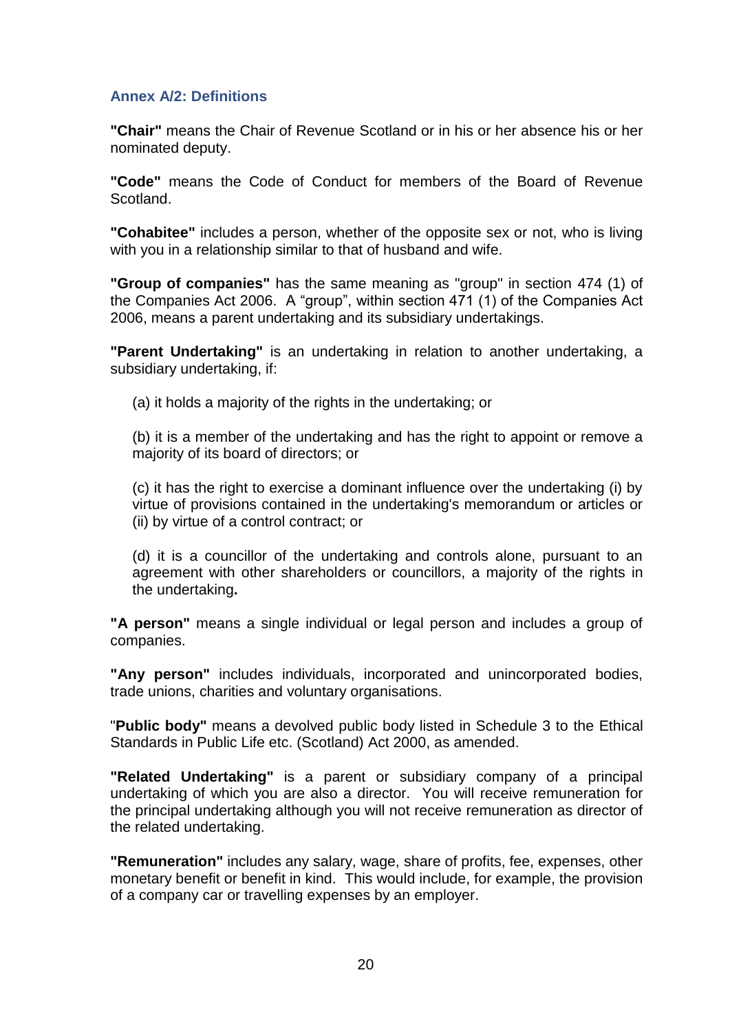### Annex A/2: Definitions

**"Chair"** means the Chair of Revenue Scotland or in his or her absence his or her nominated deputy.

**"Code"** means the Code of Conduct for members of the Board of Revenue Scotland.

**"Cohabitee"** includes a person, whether of the opposite sex or not, who is living with you in a relationship similar to that of husband and wife.

**"Group of companies"** has the same meaning as "group" in section 474 (1) of the Companies Act 2006. A "group", within section 471 (1) of the Companies Act 2006, means a parent undertaking and its subsidiary undertakings.

**"Parent Undertaking"** is an undertaking in relation to another undertaking, a subsidiary undertaking, if:

(a) it holds a majority of the rights in the undertaking; or

(b) it is a member of the undertaking and has the right to appoint or remove a majority of its board of directors; or

(c) it has the right to exercise a dominant influence over the undertaking (i) by virtue of provisions contained in the undertaking's memorandum or articles or (ii) by virtue of a control contract; or

(d) it is a councillor of the undertaking and controls alone, pursuant to an agreement with other shareholders or councillors, a majority of the rights in the undertaking**.**

**"A person"** means a single individual or legal person and includes a group of companies.

**"Any person"** includes individuals, incorporated and unincorporated bodies, trade unions, charities and voluntary organisations.

"**Public body"** means a devolved public body listed in Schedule 3 to the Ethical Standards in Public Life etc. (Scotland) Act 2000, as amended.

**"Related Undertaking"** is a parent or subsidiary company of a principal undertaking of which you are also a director. You will receive remuneration for the principal undertaking although you will not receive remuneration as director of the related undertaking.

**"Remuneration"** includes any salary, wage, share of profits, fee, expenses, other monetary benefit or benefit in kind. This would include, for example, the provision of a company car or travelling expenses by an employer.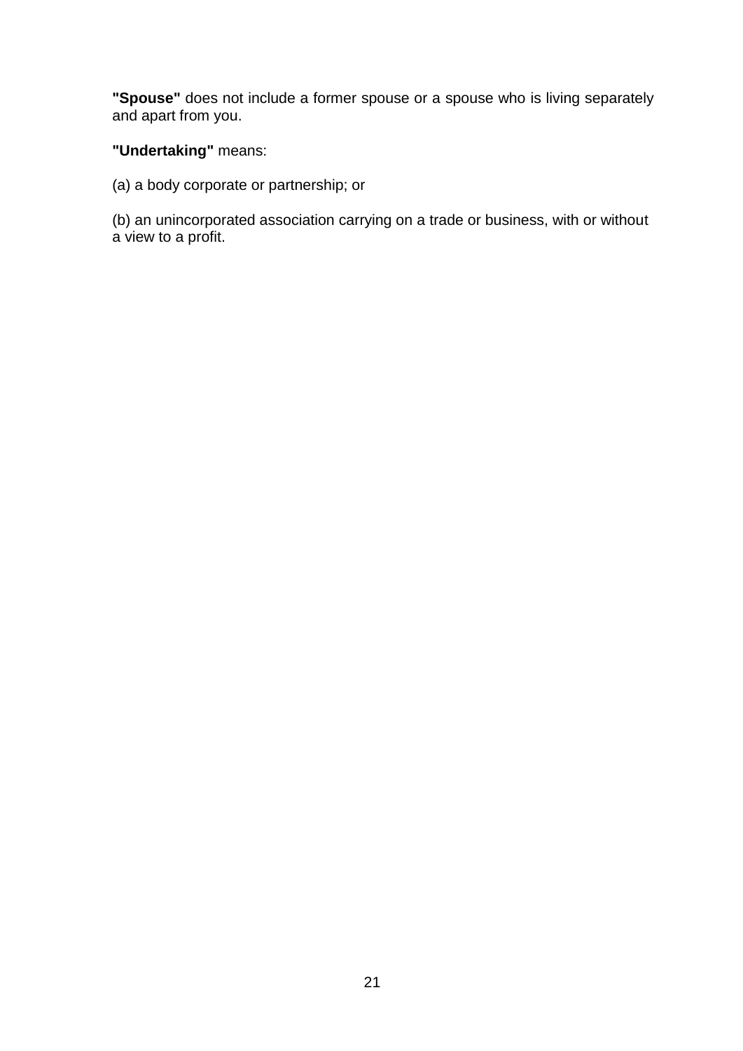**"Spouse"** does not include a former spouse or a spouse who is living separately and apart from you.

**"Undertaking"** means:

(a) a body corporate or partnership; or

(b) an unincorporated association carrying on a trade or business, with or without a view to a profit.